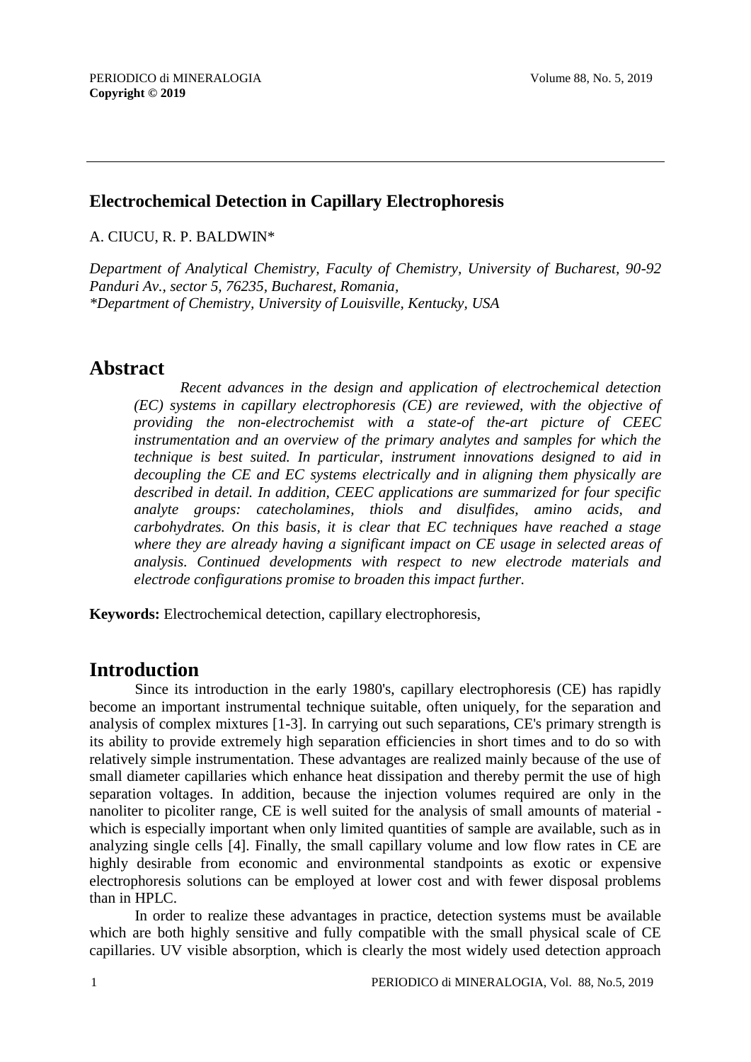## Electrochemical Detection in Capillary Electrophoresis

A. CIUCU, R. P. BALDWIN*

*Department of Analytical Chemistry, Faculty of Chemistry, University of Bucharest, 90-92 Panduri Av., sector 5, 76235, Bucharest, Romania,*
*\*Department of Chemistry, University of Louisville, Kentucky, USA*

# Abstract

*Recent advances in the design and application of electrochemical detection (EC) systems in capillary electrophoresis (CE) are reviewed, with the objective of providing the non-electrochemist with a state-of the-art picture of CEEC instrumentation and an overview of the primary analytes and samples for which the technique is best suited. In particular, instrument innovations designed to aid in decoupling the CE and EC systems electrically and in aligning them physically are described in detail. In addition, CEEC applications are summarized for four specific analyte groups: catecholamines, thiols and disulfides, amino acids, and carbohydrates. On this basis, it is clear that EC techniques have reached a stage where they are already having a significant impact on CE usage in selected areas of analysis. Continued developments with respect to new electrode materials and electrode configurations promise to broaden this impact further.*

**Keywords:** Electrochemical detection, capillary electrophoresis,

# Introduction

Since its introduction in the early 1980's, capillary electrophoresis (CE) has rapidly become an important instrumental technique suitable, often uniquely, for the separation and analysis of complex mixtures [1-3]. In carrying out such separations, CE's primary strength is its ability to provide extremely high separation efficiencies in short times and to do so with relatively simple instrumentation. These advantages are realized mainly because of the use of small diameter capillaries which enhance heat dissipation and thereby permit the use of high separation voltages. In addition, because the injection volumes required are only in the nanoliter to picoliter range, CE is well suited for the analysis of small amounts of material - which is especially important when only limited quantities of sample are available, such as in analyzing single cells [4]. Finally, the small capillary volume and low flow rates in CE are highly desirable from economic and environmental standpoints as exotic or expensive electrophoresis solutions can be employed at lower cost and with fewer disposal problems than in HPLC.

In order to realize these advantages in practice, detection systems must be available which are both highly sensitive and fully compatible with the small physical scale of CE capillaries. UV visible absorption, which is clearly the most widely used detection approach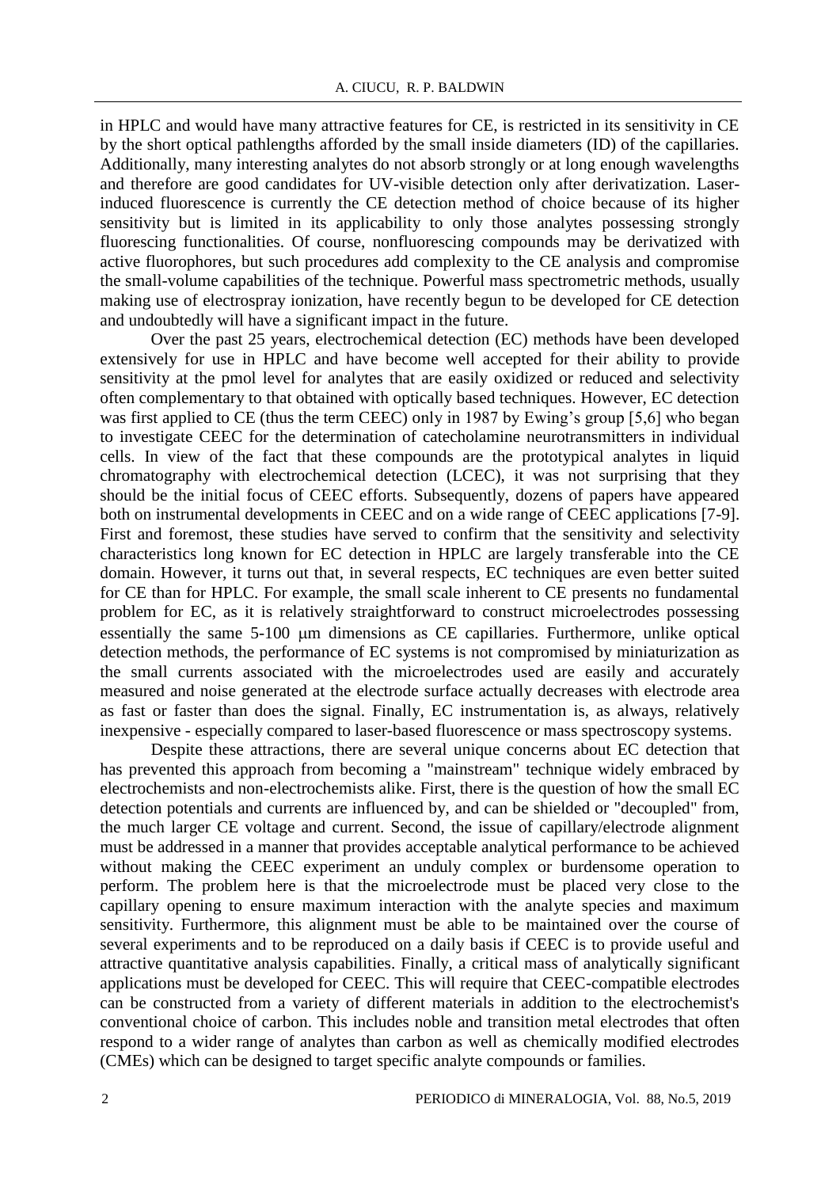in HPLC and would have many attractive features for CE, is restricted in its sensitivity in CE by the short optical pathlengths afforded by the small inside diameters (ID) of the capillaries. Additionally, many interesting analytes do not absorb strongly or at long enough wavelengths and therefore are good candidates for UV-visible detection only after derivatization. Laser-induced fluorescence is currently the CE detection method of choice because of its higher sensitivity but is limited in its applicability to only those analytes possessing strongly fluorescing functionalities. Of course, nonfluorescing compounds may be derivatized with active fluorophores, but such procedures add complexity to the CE analysis and compromise the small-volume capabilities of the technique. Powerful mass spectrometric methods, usually making use of electrospray ionization, have recently begun to be developed for CE detection and undoubtedly will have a significant impact in the future.

Over the past 25 years, electrochemical detection (EC) methods have been developed extensively for use in HPLC and have become well accepted for their ability to provide sensitivity at the pmol level for analytes that are easily oxidized or reduced and selectivity often complementary to that obtained with optically based techniques. However, EC detection was first applied to CE (thus the term CEEC) only in 1987 by Ewing's group [5,6] who began to investigate CEEC for the determination of catecholamine neurotransmitters in individual cells. In view of the fact that these compounds are the prototypical analytes in liquid chromatography with electrochemical detection (LCEC), it was not surprising that they should be the initial focus of CEEC efforts. Subsequently, dozens of papers have appeared both on instrumental developments in CEEC and on a wide range of CEEC applications [7-9]. First and foremost, these studies have served to confirm that the sensitivity and selectivity characteristics long known for EC detection in HPLC are largely transferable into the CE domain. However, it turns out that, in several respects, EC techniques are even better suited for CE than for HPLC. For example, the small scale inherent to CE presents no fundamental problem for EC, as it is relatively straightforward to construct microelectrodes possessing essentially the same 5-100 μm dimensions as CE capillaries. Furthermore, unlike optical detection methods, the performance of EC systems is not compromised by miniaturization as the small currents associated with the microelectrodes used are easily and accurately measured and noise generated at the electrode surface actually decreases with electrode area as fast or faster than does the signal. Finally, EC instrumentation is, as always, relatively inexpensive - especially compared to laser-based fluorescence or mass spectroscopy systems.

Despite these attractions, there are several unique concerns about EC detection that has prevented this approach from becoming a "mainstream" technique widely embraced by electrochemists and non-electrochemists alike. First, there is the question of how the small EC detection potentials and currents are influenced by, and can be shielded or "decoupled" from, the much larger CE voltage and current. Second, the issue of capillary/electrode alignment must be addressed in a manner that provides acceptable analytical performance to be achieved without making the CEEC experiment an unduly complex or burdensome operation to perform. The problem here is that the microelectrode must be placed very close to the capillary opening to ensure maximum interaction with the analyte species and maximum sensitivity. Furthermore, this alignment must be able to be maintained over the course of several experiments and to be reproduced on a daily basis if CEEC is to provide useful and attractive quantitative analysis capabilities. Finally, a critical mass of analytically significant applications must be developed for CEEC. This will require that CEEC-compatible electrodes can be constructed from a variety of different materials in addition to the electrochemist's conventional choice of carbon. This includes noble and transition metal electrodes that often respond to a wider range of analytes than carbon as well as chemically modified electrodes (CMEs) which can be designed to target specific analyte compounds or families.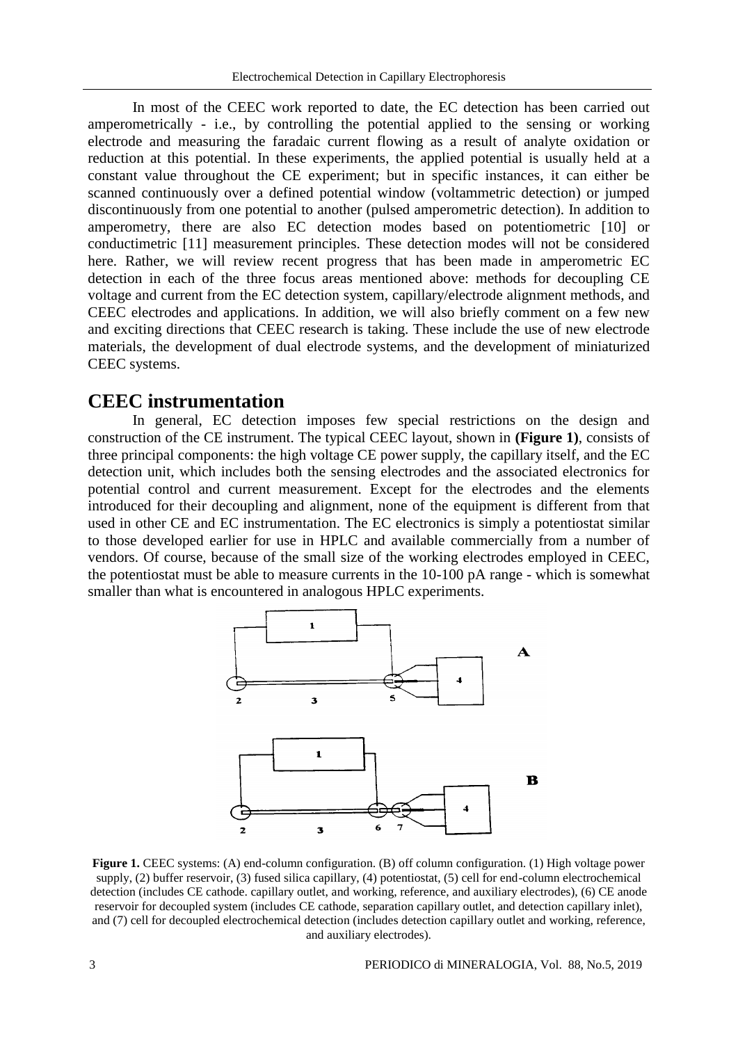In most of the CEEC work reported to date, the EC detection has been carried out amperometrically - i.e., by controlling the potential applied to the sensing or working electrode and measuring the faradaic current flowing as a result of analyte oxidation or reduction at this potential. In these experiments, the applied potential is usually held at a constant value throughout the CE experiment; but in specific instances, it can either be scanned continuously over a defined potential window (voltammetric detection) or jumped discontinuously from one potential to another (pulsed amperometric detection). In addition to amperometry, there are also EC detection modes based on potentiometric [10] or conductimetric [11] measurement principles. These detection modes will not be considered here. Rather, we will review recent progress that has been made in amperometric EC detection in each of the three focus areas mentioned above: methods for decoupling CE voltage and current from the EC detection system, capillary/electrode alignment methods, and CEEC electrodes and applications. In addition, we will also briefly comment on a few new and exciting directions that CEEC research is taking. These include the use of new electrode materials, the development of dual electrode systems, and the development of miniaturized CEEC systems.

## CEEC instrumentation

In general, EC detection imposes few special restrictions on the design and construction of the CE instrument. The typical CEEC layout, shown in **(Figure 1)**, consists of three principal components: the high voltage CE power supply, the capillary itself, and the EC detection unit, which includes both the sensing electrodes and the associated electronics for potential control and current measurement. Except for the electrodes and the elements introduced for their decoupling and alignment, none of the equipment is different from that used in other CE and EC instrumentation. The EC electronics is simply a potentiostat similar to those developed earlier for use in HPLC and available commercially from a number of vendors. Of course, because of the small size of the working electrodes employed in CEEC, the potentiostat must be able to measure currents in the 10-100 pA range - which is somewhat smaller than what is encountered in analogous HPLC experiments.

**Figure 1.** CEEC systems: (A) end-column configuration. (B) off column configuration. (1) High voltage power supply, (2) buffer reservoir, (3) fused silica capillary, (4) potentiostat, (5) cell for end-column electrochemical detection (includes CE cathode. capillary outlet, and working, reference, and auxiliary electrodes), (6) CE anode reservoir for decoupled system (includes CE cathode, separation capillary outlet, and detection capillary inlet), and (7) cell for decoupled electrochemical detection (includes detection capillary outlet and working, reference, and auxiliary electrodes).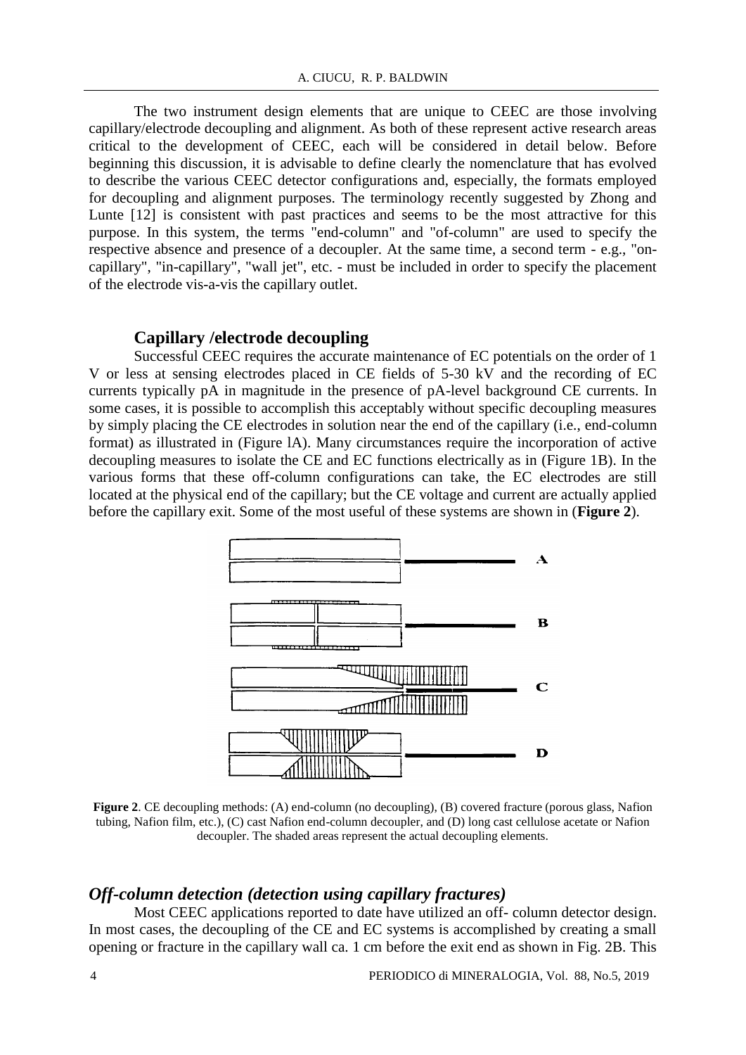The two instrument design elements that are unique to CEEC are those involving capillary/electrode decoupling and alignment. As both of these represent active research areas critical to the development of CEEC, each will be considered in detail below. Before beginning this discussion, it is advisable to define clearly the nomenclature that has evolved to describe the various CEEC detector configurations and, especially, the formats employed for decoupling and alignment purposes. The terminology recently suggested by Zhong and Lunte [12] is consistent with past practices and seems to be the most attractive for this purpose. In this system, the terms "end-column" and "of-column" are used to specify the respective absence and presence of a decoupler. At the same time, a second term - e.g., "on-capillary", "in-capillary", "wall jet", etc. - must be included in order to specify the placement of the electrode vis-a-vis the capillary outlet.

## Capillary /electrode decoupling

Successful CEEC requires the accurate maintenance of EC potentials on the order of 1 V or less at sensing electrodes placed in CE fields of 5-30 kV and the recording of EC currents typically pA in magnitude in the presence of pA-level background CE currents. In some cases, it is possible to accomplish this acceptably without specific decoupling measures by simply placing the CE electrodes in solution near the end of the capillary (i.e., end-column format) as illustrated in (Figure lA). Many circumstances require the incorporation of active decoupling measures to isolate the CE and EC functions electrically as in (Figure 1B). In the various forms that these off-column configurations can take, the EC electrodes are still located at the physical end of the capillary; but the CE voltage and current are actually applied before the capillary exit. Some of the most useful of these systems are shown in (**Figure 2**).

**Figure 2**. CE decoupling methods: (A) end-column (no decoupling), (B) covered fracture (porous glass, Nafion tubing, Nafion film, etc.), (C) cast Nafion end-column decoupler, and (D) long cast cellulose acetate or Nafion decoupler. The shaded areas represent the actual decoupling elements.

## *Off-column detection (detection using capillary fractures)*

Most CEEC applications reported to date have utilized an off- column detector design. In most cases, the decoupling of the CE and EC systems is accomplished by creating a small opening or fracture in the capillary wall ca. 1 cm before the exit end as shown in Fig. 2B. This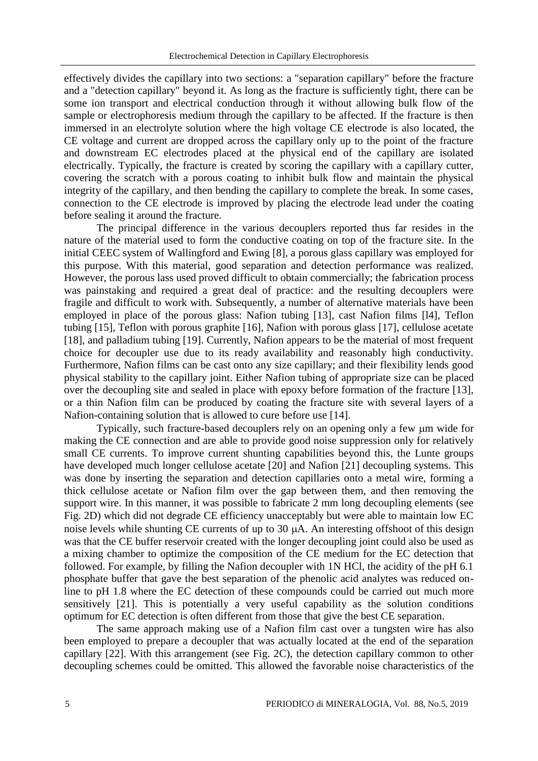effectively divides the capillary into two sections: a "separation capillary" before the fracture and a "detection capillary" beyond it. As long as the fracture is sufficiently tight, there can be some ion transport and electrical conduction through it without allowing bulk flow of the sample or electrophoresis medium through the capillary to be affected. If the fracture is then immersed in an electrolyte solution where the high voltage CE electrode is also located, the CE voltage and current are dropped across the capillary only up to the point of the fracture and downstream EC electrodes placed at the physical end of the capillary are isolated electrically. Typically, the fracture is created by scoring the capillary with a capillary cutter, covering the scratch with a porous coating to inhibit bulk flow and maintain the physical integrity of the capillary, and then bending the capillary to complete the break. In some cases, connection to the CE electrode is improved by placing the electrode lead under the coating before sealing it around the fracture.

The principal difference in the various decouplers reported thus far resides in the nature of the material used to form the conductive coating on top of the fracture site. In the initial CEEC system of Wallingford and Ewing [8], a porous glass capillary was employed for this purpose. With this material, good separation and detection performance was realized. However, the porous lass used proved difficult to obtain commercially; the fabrication process was painstaking and required a great deal of practice: and the resulting decouplers were fragile and difficult to work with. Subsequently, a number of alternative materials have been employed in place of the porous glass: Nafion tubing [13], cast Nafion films [l4], Teflon tubing [15], Teflon with porous graphite [16], Nafion with porous glass [17], cellulose acetate [18], and palladium tubing [19]. Currently, Nafion appears to be the material of most frequent choice for decoupler use due to its ready availability and reasonably high conductivity. Furthermore, Nafion films can be cast onto any size capillary; and their flexibility lends good physical stability to the capillary joint. Either Nafion tubing of appropriate size can be placed over the decoupling site and sealed in place with epoxy before formation of the fracture [13], or a thin Nafion film can be produced by coating the fracture site with several layers of a Nafion-containing solution that is allowed to cure before use [14].

Typically, such fracture-based decouplers rely on an opening only a few μm wide for making the CE connection and are able to provide good noise suppression only for relatively small CE currents. To improve current shunting capabilities beyond this, the Lunte groups have developed much longer cellulose acetate [20] and Nafion [21] decoupling systems. This was done by inserting the separation and detection capillaries onto a metal wire, forming a thick cellulose acetate or Nafion film over the gap between them, and then removing the support wire. In this manner, it was possible to fabricate 2 mm long decoupling elements (see Fig. 2D) which did not degrade CE efficiency unacceptably but were able to maintain low EC noise levels while shunting CE currents of up to 30 μA. An interesting offshoot of this design was that the CE buffer reservoir created with the longer decoupling joint could also be used as a mixing chamber to optimize the composition of the CE medium for the EC detection that followed. For example, by filling the Nafion decoupler with 1N HCl, the acidity of the pH 6.1 phosphate buffer that gave the best separation of the phenolic acid analytes was reduced on-line to pH 1.8 where the EC detection of these compounds could be carried out much more sensitively [21]. This is potentially a very useful capability as the solution conditions optimum for EC detection is often different from those that give the best CE separation.

The same approach making use of a Nafion film cast over a tungsten wire has also been employed to prepare a decoupler that was actually located at the end of the separation capillary [22]. With this arrangement (see Fig. 2C), the detection capillary common to other decoupling schemes could be omitted. This allowed the favorable noise characteristics of the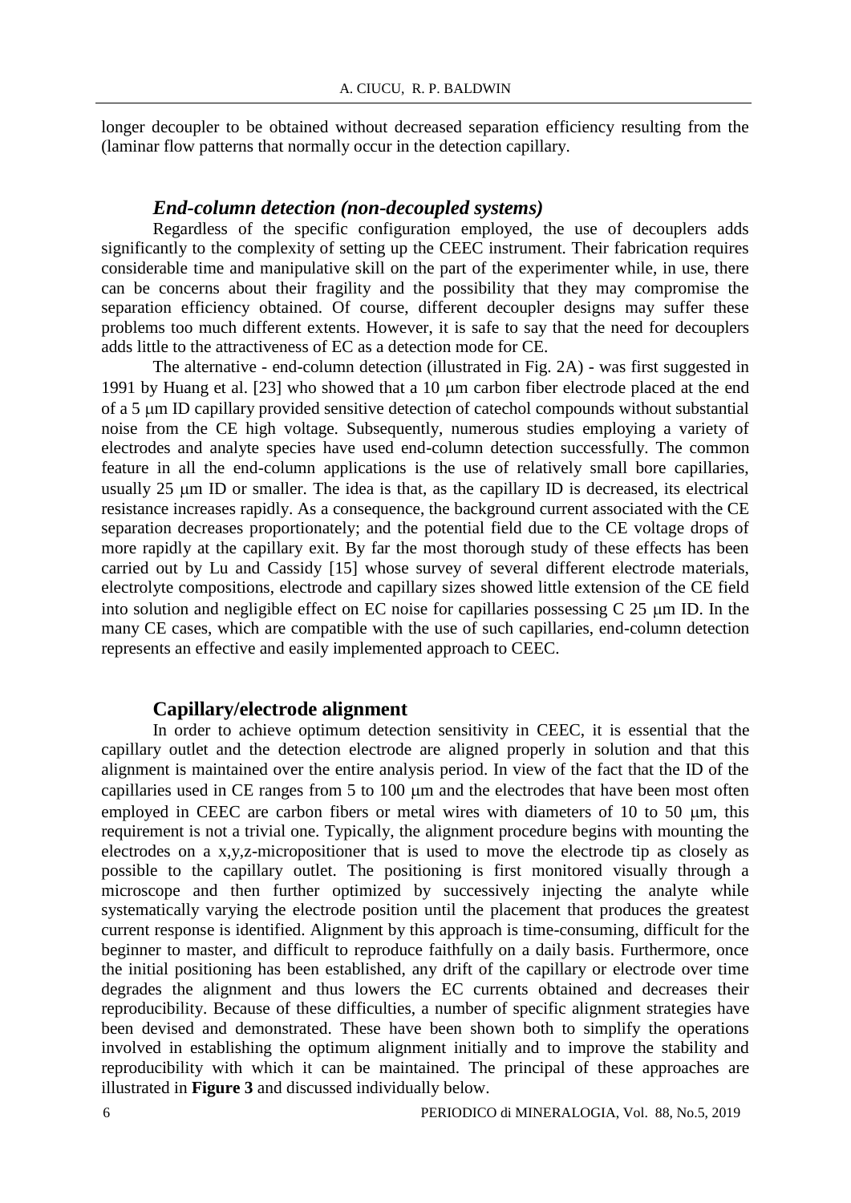longer decoupler to be obtained without decreased separation efficiency resulting from the (laminar flow patterns that normally occur in the detection capillary.

### *End-column detection (non-decoupled systems)*

Regardless of the specific configuration employed, the use of decouplers adds significantly to the complexity of setting up the CEEC instrument. Their fabrication requires considerable time and manipulative skill on the part of the experimenter while, in use, there can be concerns about their fragility and the possibility that they may compromise the separation efficiency obtained. Of course, different decoupler designs may suffer these problems too much different extents. However, it is safe to say that the need for decouplers adds little to the attractiveness of EC as a detection mode for CE.

The alternative - end-column detection (illustrated in Fig. 2A) - was first suggested in 1991 by Huang et al. [23] who showed that a 10 μm carbon fiber electrode placed at the end of a 5 μm ID capillary provided sensitive detection of catechol compounds without substantial noise from the CE high voltage. Subsequently, numerous studies employing a variety of electrodes and analyte species have used end-column detection successfully. The common feature in all the end-column applications is the use of relatively small bore capillaries, usually 25 μm ID or smaller. The idea is that, as the capillary ID is decreased, its electrical resistance increases rapidly. As a consequence, the background current associated with the CE separation decreases proportionately; and the potential field due to the CE voltage drops of more rapidly at the capillary exit. By far the most thorough study of these effects has been carried out by Lu and Cassidy [15] whose survey of several different electrode materials, electrolyte compositions, electrode and capillary sizes showed little extension of the CE field into solution and negligible effect on EC noise for capillaries possessing C 25 μm ID. In the many CE cases, which are compatible with the use of such capillaries, end-column detection represents an effective and easily implemented approach to CEEC.

### Capillary/electrode alignment

In order to achieve optimum detection sensitivity in CEEC, it is essential that the capillary outlet and the detection electrode are aligned properly in solution and that this alignment is maintained over the entire analysis period. In view of the fact that the ID of the capillaries used in CE ranges from 5 to 100 μm and the electrodes that have been most often employed in CEEC are carbon fibers or metal wires with diameters of 10 to 50 μm, this requirement is not a trivial one. Typically, the alignment procedure begins with mounting the electrodes on a x,y,z-micropositioner that is used to move the electrode tip as closely as possible to the capillary outlet. The positioning is first monitored visually through a microscope and then further optimized by successively injecting the analyte while systematically varying the electrode position until the placement that produces the greatest current response is identified. Alignment by this approach is time-consuming, difficult for the beginner to master, and difficult to reproduce faithfully on a daily basis. Furthermore, once the initial positioning has been established, any drift of the capillary or electrode over time degrades the alignment and thus lowers the EC currents obtained and decreases their reproducibility. Because of these difficulties, a number of specific alignment strategies have been devised and demonstrated. These have been shown both to simplify the operations involved in establishing the optimum alignment initially and to improve the stability and reproducibility with which it can be maintained. The principal of these approaches are illustrated in **Figure 3** and discussed individually below.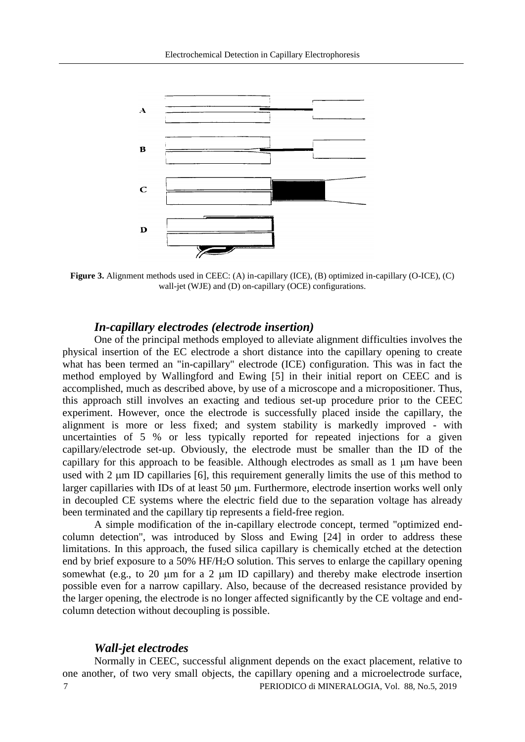**Figure 3.** Alignment methods used in CEEC: (A) in-capillary (ICE), (B) optimized in-capillary (O-ICE), (C) wall-jet (WJE) and (D) on-capillary (OCE) configurations.

### *In-capillary electrodes (electrode insertion)*

One of the principal methods employed to alleviate alignment difficulties involves the physical insertion of the EC electrode a short distance into the capillary opening to create what has been termed an "in-capillary" electrode (ICE) configuration. This was in fact the method employed by Wallingford and Ewing [5] in their initial report on CEEC and is accomplished, much as described above, by use of a microscope and a micropositioner. Thus, this approach still involves an exacting and tedious set-up procedure prior to the CEEC experiment. However, once the electrode is successfully placed inside the capillary, the alignment is more or less fixed; and system stability is markedly improved - with uncertainties of 5 % or less typically reported for repeated injections for a given capillary/electrode set-up. Obviously, the electrode must be smaller than the ID of the capillary for this approach to be feasible. Although electrodes as small as 1 μm have been used with 2 μm ID capillaries [6], this requirement generally limits the use of this method to larger capillaries with IDs of at least 50 μm. Furthermore, electrode insertion works well only in decoupled CE systems where the electric field due to the separation voltage has already been terminated and the capillary tip represents a field-free region.

A simple modification of the in-capillary electrode concept, termed "optimized end-column detection", was introduced by Sloss and Ewing [24] in order to address these limitations. In this approach, the fused silica capillary is chemically etched at the detection end by brief exposure to a 50% HF/$H_2O$ solution. This serves to enlarge the capillary opening somewhat (e.g., to 20 μm for a 2 μm ID capillary) and thereby make electrode insertion possible even for a narrow capillary. Also, because of the decreased resistance provided by the larger opening, the electrode is no longer affected significantly by the CE voltage and end-column detection without decoupling is possible.

### *Wall-jet electrodes*

Normally in CEEC, successful alignment depends on the exact placement, relative to one another, of two very small objects, the capillary opening and a microelectrode surface,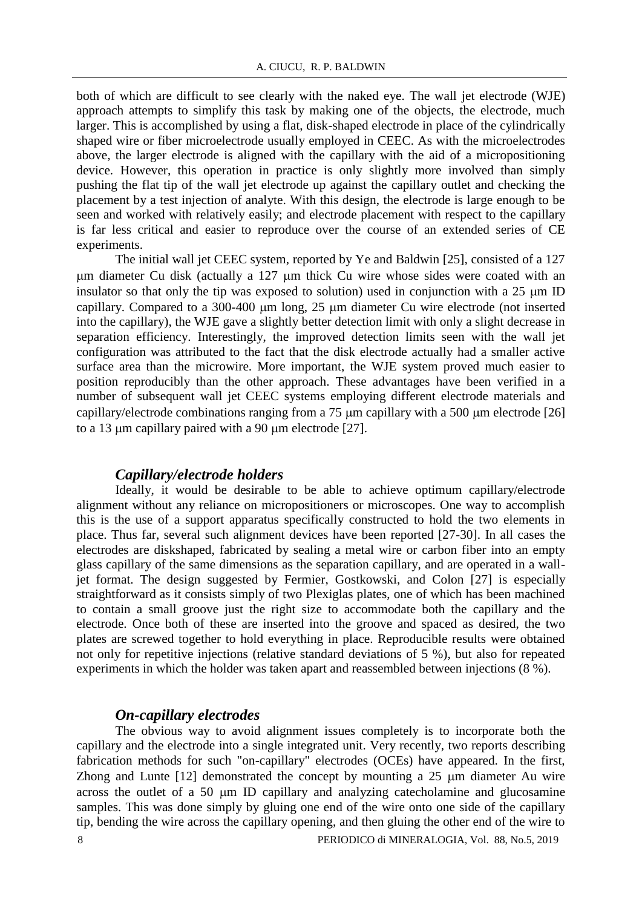both of which are difficult to see clearly with the naked eye. The wall jet electrode (WJE) approach attempts to simplify this task by making one of the objects, the electrode, much larger. This is accomplished by using a flat, disk-shaped electrode in place of the cylindrically shaped wire or fiber microelectrode usually employed in CEEC. As with the microelectrodes above, the larger electrode is aligned with the capillary with the aid of a micropositioning device. However, this operation in practice is only slightly more involved than simply pushing the flat tip of the wall jet electrode up against the capillary outlet and checking the placement by a test injection of analyte. With this design, the electrode is large enough to be seen and worked with relatively easily; and electrode placement with respect to the capillary is far less critical and easier to reproduce over the course of an extended series of CE experiments.

The initial wall jet CEEC system, reported by Ye and Baldwin [25], consisted of a 127 μm diameter Cu disk (actually a 127 μm thick Cu wire whose sides were coated with an insulator so that only the tip was exposed to solution) used in conjunction with a 25 μm ID capillary. Compared to a 300-400 μm long, 25 μm diameter Cu wire electrode (not inserted into the capillary), the WJE gave a slightly better detection limit with only a slight decrease in separation efficiency. Interestingly, the improved detection limits seen with the wall jet configuration was attributed to the fact that the disk electrode actually had a smaller active surface area than the microwire. More important, the WJE system proved much easier to position reproducibly than the other approach. These advantages have been verified in a number of subsequent wall jet CEEC systems employing different electrode materials and capillary/electrode combinations ranging from a 75 μm capillary with a 500 μm electrode [26] to a 13 μm capillary paired with a 90 μm electrode [27].

### *Capillary/electrode holders*

Ideally, it would be desirable to be able to achieve optimum capillary/electrode alignment without any reliance on micropositioners or microscopes. One way to accomplish this is the use of a support apparatus specifically constructed to hold the two elements in place. Thus far, several such alignment devices have been reported [27-30]. In all cases the electrodes are diskshaped, fabricated by sealing a metal wire or carbon fiber into an empty glass capillary of the same dimensions as the separation capillary, and are operated in a wall-jet format. The design suggested by Fermier, Gostkowski, and Colon [27] is especially straightforward as it consists simply of two Plexiglas plates, one of which has been machined to contain a small groove just the right size to accommodate both the capillary and the electrode. Once both of these are inserted into the groove and spaced as desired, the two plates are screwed together to hold everything in place. Reproducible results were obtained not only for repetitive injections (relative standard deviations of 5 %), but also for repeated experiments in which the holder was taken apart and reassembled between injections (8 %).

### *On-capillary electrodes*

The obvious way to avoid alignment issues completely is to incorporate both the capillary and the electrode into a single integrated unit. Very recently, two reports describing fabrication methods for such "on-capillary" electrodes (OCEs) have appeared. In the first, Zhong and Lunte [12] demonstrated the concept by mounting a 25 μm diameter Au wire across the outlet of a 50 μm ID capillary and analyzing catecholamine and glucosamine samples. This was done simply by gluing one end of the wire onto one side of the capillary tip, bending the wire across the capillary opening, and then gluing the other end of the wire to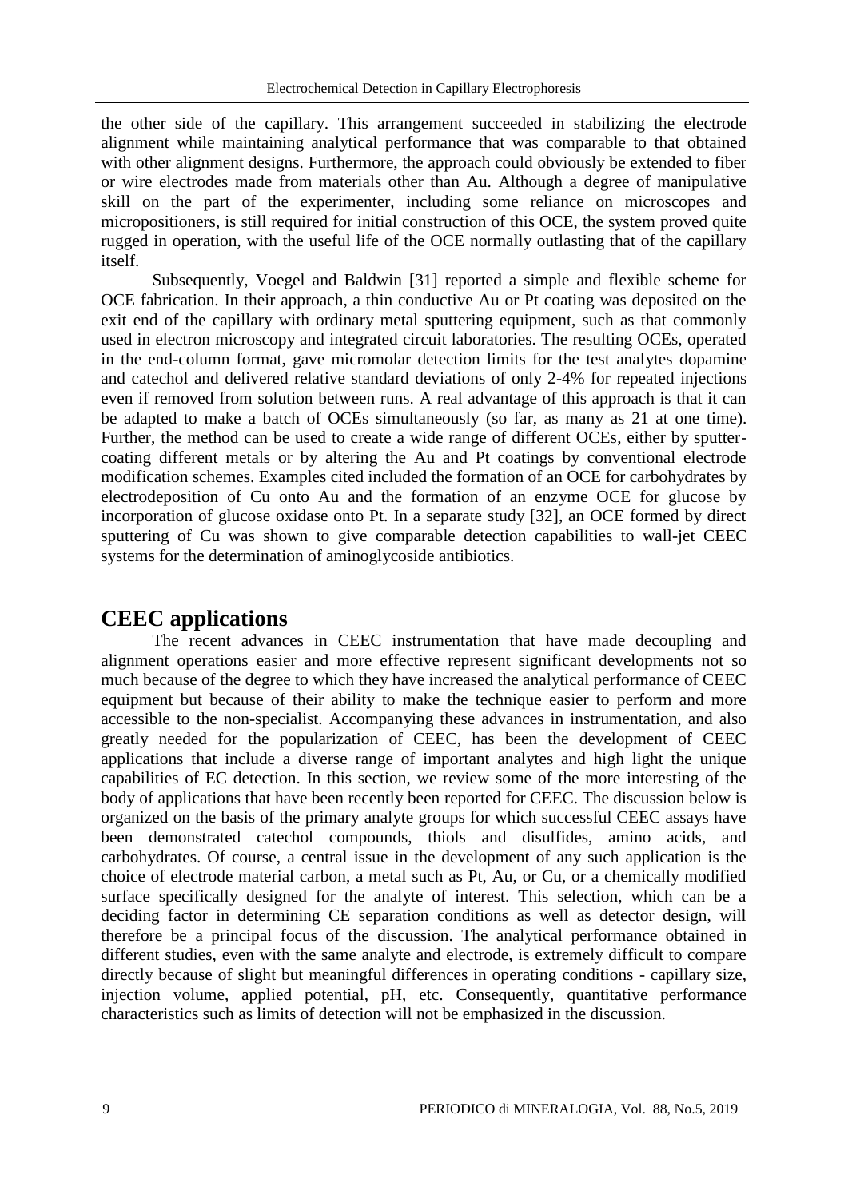the other side of the capillary. This arrangement succeeded in stabilizing the electrode alignment while maintaining analytical performance that was comparable to that obtained with other alignment designs. Furthermore, the approach could obviously be extended to fiber or wire electrodes made from materials other than Au. Although a degree of manipulative skill on the part of the experimenter, including some reliance on microscopes and micropositioners, is still required for initial construction of this OCE, the system proved quite rugged in operation, with the useful life of the OCE normally outlasting that of the capillary itself.

Subsequently, Voegel and Baldwin [31] reported a simple and flexible scheme for OCE fabrication. In their approach, a thin conductive Au or Pt coating was deposited on the exit end of the capillary with ordinary metal sputtering equipment, such as that commonly used in electron microscopy and integrated circuit laboratories. The resulting OCEs, operated in the end-column format, gave micromolar detection limits for the test analytes dopamine and catechol and delivered relative standard deviations of only 2-4% for repeated injections even if removed from solution between runs. A real advantage of this approach is that it can be adapted to make a batch of OCEs simultaneously (so far, as many as 21 at one time). Further, the method can be used to create a wide range of different OCEs, either by sputter-coating different metals or by altering the Au and Pt coatings by conventional electrode modification schemes. Examples cited included the formation of an OCE for carbohydrates by electrodeposition of Cu onto Au and the formation of an enzyme OCE for glucose by incorporation of glucose oxidase onto Pt. In a separate study [32], an OCE formed by direct sputtering of Cu was shown to give comparable detection capabilities to wall-jet CEEC systems for the determination of aminoglycoside antibiotics.

## CEEC applications

The recent advances in CEEC instrumentation that have made decoupling and alignment operations easier and more effective represent significant developments not so much because of the degree to which they have increased the analytical performance of CEEC equipment but because of their ability to make the technique easier to perform and more accessible to the non-specialist. Accompanying these advances in instrumentation, and also greatly needed for the popularization of CEEC, has been the development of CEEC applications that include a diverse range of important analytes and high light the unique capabilities of EC detection. In this section, we review some of the more interesting of the body of applications that have been recently been reported for CEEC. The discussion below is organized on the basis of the primary analyte groups for which successful CEEC assays have been demonstrated catechol compounds, thiols and disulfides, amino acids, and carbohydrates. Of course, a central issue in the development of any such application is the choice of electrode material carbon, a metal such as Pt, Au, or Cu, or a chemically modified surface specifically designed for the analyte of interest. This selection, which can be a deciding factor in determining CE separation conditions as well as detector design, will therefore be a principal focus of the discussion. The analytical performance obtained in different studies, even with the same analyte and electrode, is extremely difficult to compare directly because of slight but meaningful differences in operating conditions - capillary size, injection volume, applied potential, pH, etc. Consequently, quantitative performance characteristics such as limits of detection will not be emphasized in the discussion.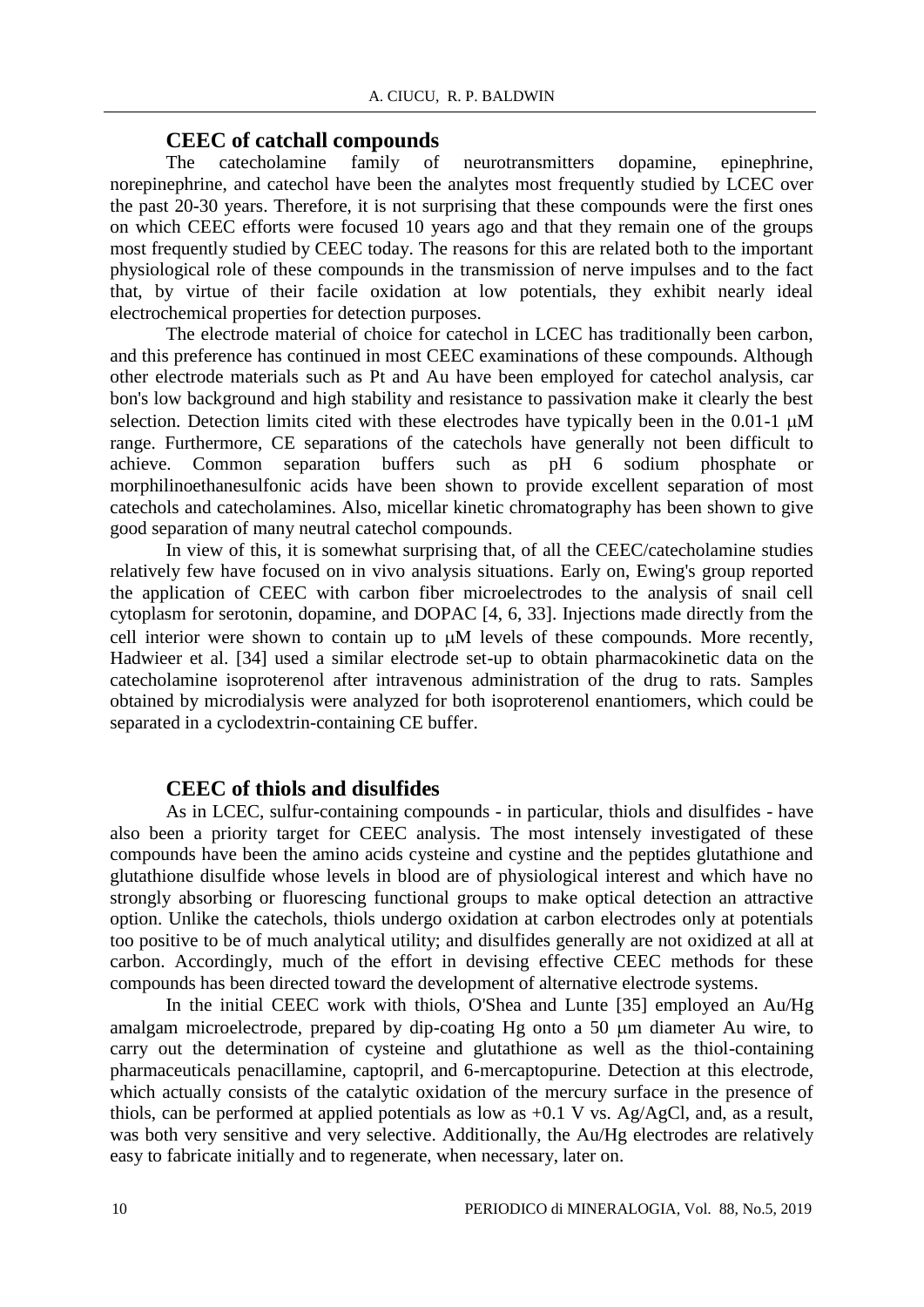## CEEC of catchall compounds

The catecholamine family of neurotransmitters dopamine, epinephrine, norepinephrine, and catechol have been the analytes most frequently studied by LCEC over the past 20-30 years. Therefore, it is not surprising that these compounds were the first ones on which CEEC efforts were focused 10 years ago and that they remain one of the groups most frequently studied by CEEC today. The reasons for this are related both to the important physiological role of these compounds in the transmission of nerve impulses and to the fact that, by virtue of their facile oxidation at low potentials, they exhibit nearly ideal electrochemical properties for detection purposes.

The electrode material of choice for catechol in LCEC has traditionally been carbon, and this preference has continued in most CEEC examinations of these compounds. Although other electrode materials such as Pt and Au have been employed for catechol analysis, car bon's low background and high stability and resistance to passivation make it clearly the best selection. Detection limits cited with these electrodes have typically been in the 0.01-1 μM range. Furthermore, CE separations of the catechols have generally not been difficult to achieve. Common separation buffers such as pH 6 sodium phosphate or morphilinoethanesulfonic acids have been shown to provide excellent separation of most catechols and catecholamines. Also, micellar kinetic chromatography has been shown to give good separation of many neutral catechol compounds.

In view of this, it is somewhat surprising that, of all the CEEC/catecholamine studies relatively few have focused on in vivo analysis situations. Early on, Ewing's group reported the application of CEEC with carbon fiber microelectrodes to the analysis of snail cell cytoplasm for serotonin, dopamine, and DOPAC [4, 6, 33]. Injections made directly from the cell interior were shown to contain up to μM levels of these compounds. More recently, Hadwieer et al. [34] used a similar electrode set-up to obtain pharmacokinetic data on the catecholamine isoproterenol after intravenous administration of the drug to rats. Samples obtained by microdialysis were analyzed for both isoproterenol enantiomers, which could be separated in a cyclodextrin-containing CE buffer.

## CEEC of thiols and disulfides

As in LCEC, sulfur-containing compounds - in particular, thiols and disulfides - have also been a priority target for CEEC analysis. The most intensely investigated of these compounds have been the amino acids cysteine and cystine and the peptides glutathione and glutathione disulfide whose levels in blood are of physiological interest and which have no strongly absorbing or fluorescing functional groups to make optical detection an attractive option. Unlike the catechols, thiols undergo oxidation at carbon electrodes only at potentials too positive to be of much analytical utility; and disulfides generally are not oxidized at all at carbon. Accordingly, much of the effort in devising effective CEEC methods for these compounds has been directed toward the development of alternative electrode systems.

In the initial CEEC work with thiols, O'Shea and Lunte [35] employed an Au/Hg amalgam microelectrode, prepared by dip-coating Hg onto a 50 μm diameter Au wire, to carry out the determination of cysteine and glutathione as well as the thiol-containing pharmaceuticals penacillamine, captopril, and 6-mercaptopurine. Detection at this electrode, which actually consists of the catalytic oxidation of the mercury surface in the presence of thiols, can be performed at applied potentials as low as +0.1 V vs. Ag/AgCl, and, as a result, was both very sensitive and very selective. Additionally, the Au/Hg electrodes are relatively easy to fabricate initially and to regenerate, when necessary, later on.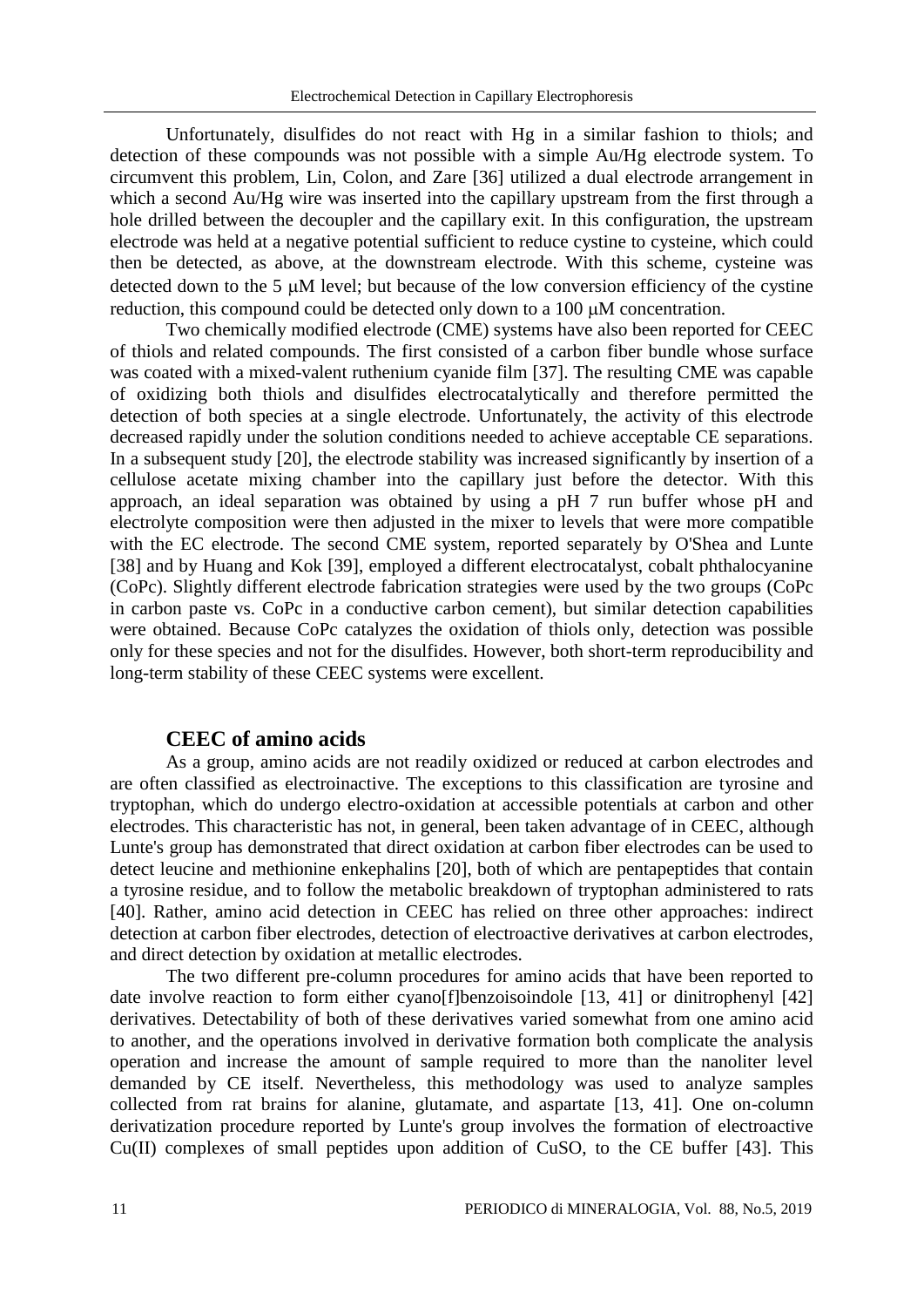Unfortunately, disulfides do not react with Hg in a similar fashion to thiols; and detection of these compounds was not possible with a simple Au/Hg electrode system. To circumvent this problem, Lin, Colon, and Zare [36] utilized a dual electrode arrangement in which a second Au/Hg wire was inserted into the capillary upstream from the first through a hole drilled between the decoupler and the capillary exit. In this configuration, the upstream electrode was held at a negative potential sufficient to reduce cystine to cysteine, which could then be detected, as above, at the downstream electrode. With this scheme, cysteine was detected down to the 5 μM level; but because of the low conversion efficiency of the cystine reduction, this compound could be detected only down to a 100 μM concentration.

Two chemically modified electrode (CME) systems have also been reported for CEEC of thiols and related compounds. The first consisted of a carbon fiber bundle whose surface was coated with a mixed-valent ruthenium cyanide film [37]. The resulting CME was capable of oxidizing both thiols and disulfides electrocatalytically and therefore permitted the detection of both species at a single electrode. Unfortunately, the activity of this electrode decreased rapidly under the solution conditions needed to achieve acceptable CE separations. In a subsequent study [20], the electrode stability was increased significantly by insertion of a cellulose acetate mixing chamber into the capillary just before the detector. With this approach, an ideal separation was obtained by using a pH 7 run buffer whose pH and electrolyte composition were then adjusted in the mixer to levels that were more compatible with the EC electrode. The second CME system, reported separately by O'Shea and Lunte [38] and by Huang and Kok [39], employed a different electrocatalyst, cobalt phthalocyanine (CoPc). Slightly different electrode fabrication strategies were used by the two groups (CoPc in carbon paste vs. CoPc in a conductive carbon cement), but similar detection capabilities were obtained. Because CoPc catalyzes the oxidation of thiols only, detection was possible only for these species and not for the disulfides. However, both short-term reproducibility and long-term stability of these CEEC systems were excellent.

## CEEC of amino acids

As a group, amino acids are not readily oxidized or reduced at carbon electrodes and are often classified as electroinactive. The exceptions to this classification are tyrosine and tryptophan, which do undergo electro-oxidation at accessible potentials at carbon and other electrodes. This characteristic has not, in general, been taken advantage of in CEEC, although Lunte's group has demonstrated that direct oxidation at carbon fiber electrodes can be used to detect leucine and methionine enkephalins [20], both of which are pentapeptides that contain a tyrosine residue, and to follow the metabolic breakdown of tryptophan administered to rats [40]. Rather, amino acid detection in CEEC has relied on three other approaches: indirect detection at carbon fiber electrodes, detection of electroactive derivatives at carbon electrodes, and direct detection by oxidation at metallic electrodes.

The two different pre-column procedures for amino acids that have been reported to date involve reaction to form either cyano[f]benzoisoindole [13, 41] or dinitrophenyl [42] derivatives. Detectability of both of these derivatives varied somewhat from one amino acid to another, and the operations involved in derivative formation both complicate the analysis operation and increase the amount of sample required to more than the nanoliter level demanded by CE itself. Nevertheless, this methodology was used to analyze samples collected from rat brains for alanine, glutamate, and aspartate [13, 41]. One on-column derivatization procedure reported by Lunte's group involves the formation of electroactive Cu(II) complexes of small peptides upon addition of CuSO, to the CE buffer [43]. This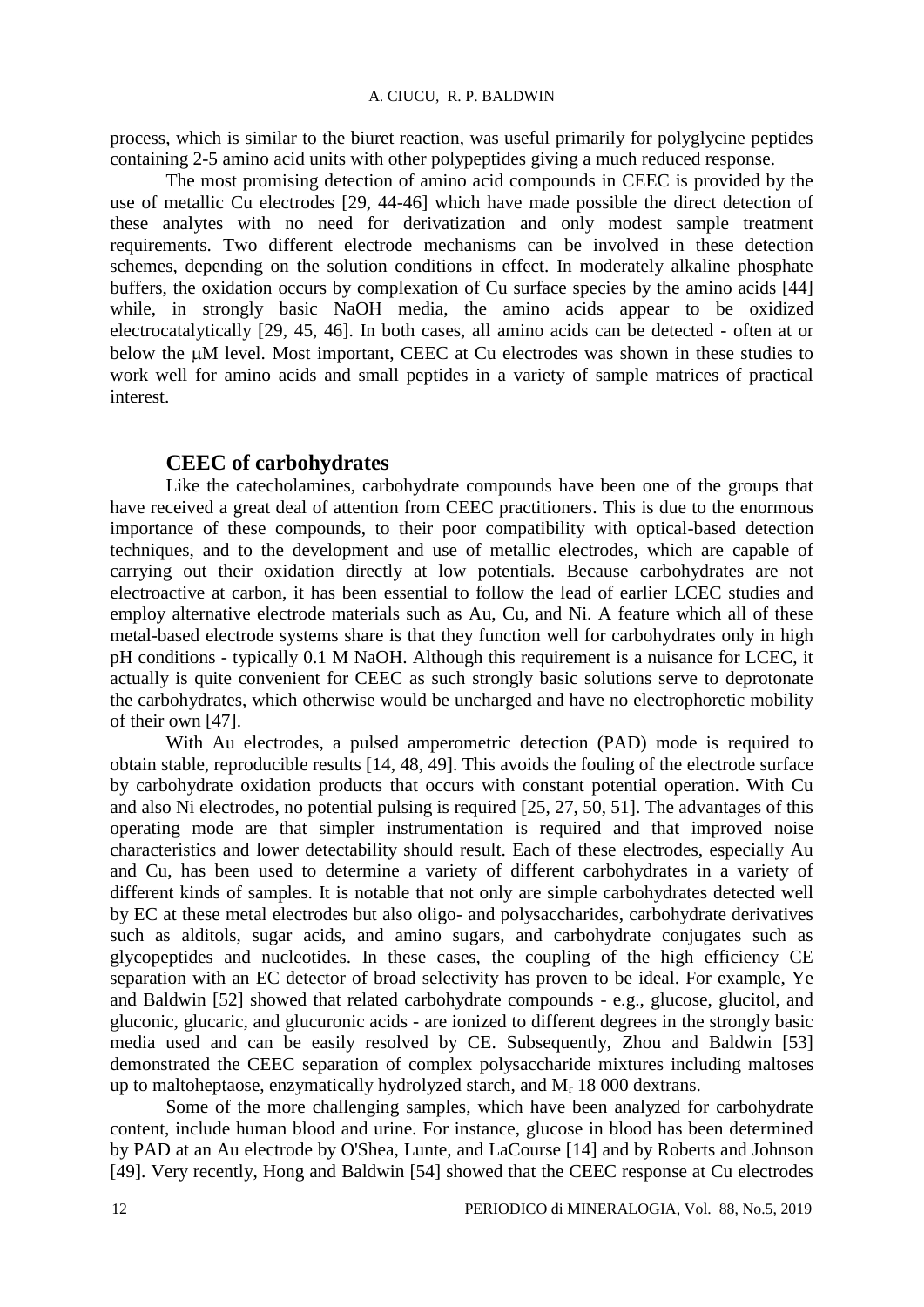process, which is similar to the biuret reaction, was useful primarily for polyglycine peptides containing 2-5 amino acid units with other polypeptides giving a much reduced response.

The most promising detection of amino acid compounds in CEEC is provided by the use of metallic Cu electrodes [29, 44-46] which have made possible the direct detection of these analytes with no need for derivatization and only modest sample treatment requirements. Two different electrode mechanisms can be involved in these detection schemes, depending on the solution conditions in effect. In moderately alkaline phosphate buffers, the oxidation occurs by complexation of Cu surface species by the amino acids [44] while, in strongly basic NaOH media, the amino acids appear to be oxidized electrocatalytically [29, 45, 46]. In both cases, all amino acids can be detected - often at or below the μM level. Most important, CEEC at Cu electrodes was shown in these studies to work well for amino acids and small peptides in a variety of sample matrices of practical interest.

## CEEC of carbohydrates

Like the catecholamines, carbohydrate compounds have been one of the groups that have received a great deal of attention from CEEC practitioners. This is due to the enormous importance of these compounds, to their poor compatibility with optical-based detection techniques, and to the development and use of metallic electrodes, which are capable of carrying out their oxidation directly at low potentials. Because carbohydrates are not electroactive at carbon, it has been essential to follow the lead of earlier LCEC studies and employ alternative electrode materials such as Au, Cu, and Ni. A feature which all of these metal-based electrode systems share is that they function well for carbohydrates only in high pH conditions - typically 0.1 M NaOH. Although this requirement is a nuisance for LCEC, it actually is quite convenient for CEEC as such strongly basic solutions serve to deprotonate the carbohydrates, which otherwise would be uncharged and have no electrophoretic mobility of their own [47].

With Au electrodes, a pulsed amperometric detection (PAD) mode is required to obtain stable, reproducible results [14, 48, 49]. This avoids the fouling of the electrode surface by carbohydrate oxidation products that occurs with constant potential operation. With Cu and also Ni electrodes, no potential pulsing is required [25, 27, 50, 51]. The advantages of this operating mode are that simpler instrumentation is required and that improved noise characteristics and lower detectability should result. Each of these electrodes, especially Au and Cu, has been used to determine a variety of different carbohydrates in a variety of different kinds of samples. It is notable that not only are simple carbohydrates detected well by EC at these metal electrodes but also oligo- and polysaccharides, carbohydrate derivatives such as alditols, sugar acids, and amino sugars, and carbohydrate conjugates such as glycopeptides and nucleotides. In these cases, the coupling of the high efficiency CE separation with an EC detector of broad selectivity has proven to be ideal. For example, Ye and Baldwin [52] showed that related carbohydrate compounds - e.g., glucose, glucitol, and gluconic, glucaric, and glucuronic acids - are ionized to different degrees in the strongly basic media used and can be easily resolved by CE. Subsequently, Zhou and Baldwin [53] demonstrated the CEEC separation of complex polysaccharide mixtures including maltoses up to maltoheptaose, enzymatically hydrolyzed starch, and $M_r$ 18 000 dextrans.

Some of the more challenging samples, which have been analyzed for carbohydrate content, include human blood and urine. For instance, glucose in blood has been determined by PAD at an Au electrode by O'Shea, Lunte, and LaCourse [14] and by Roberts and Johnson [49]. Very recently, Hong and Baldwin [54] showed that the CEEC response at Cu electrodes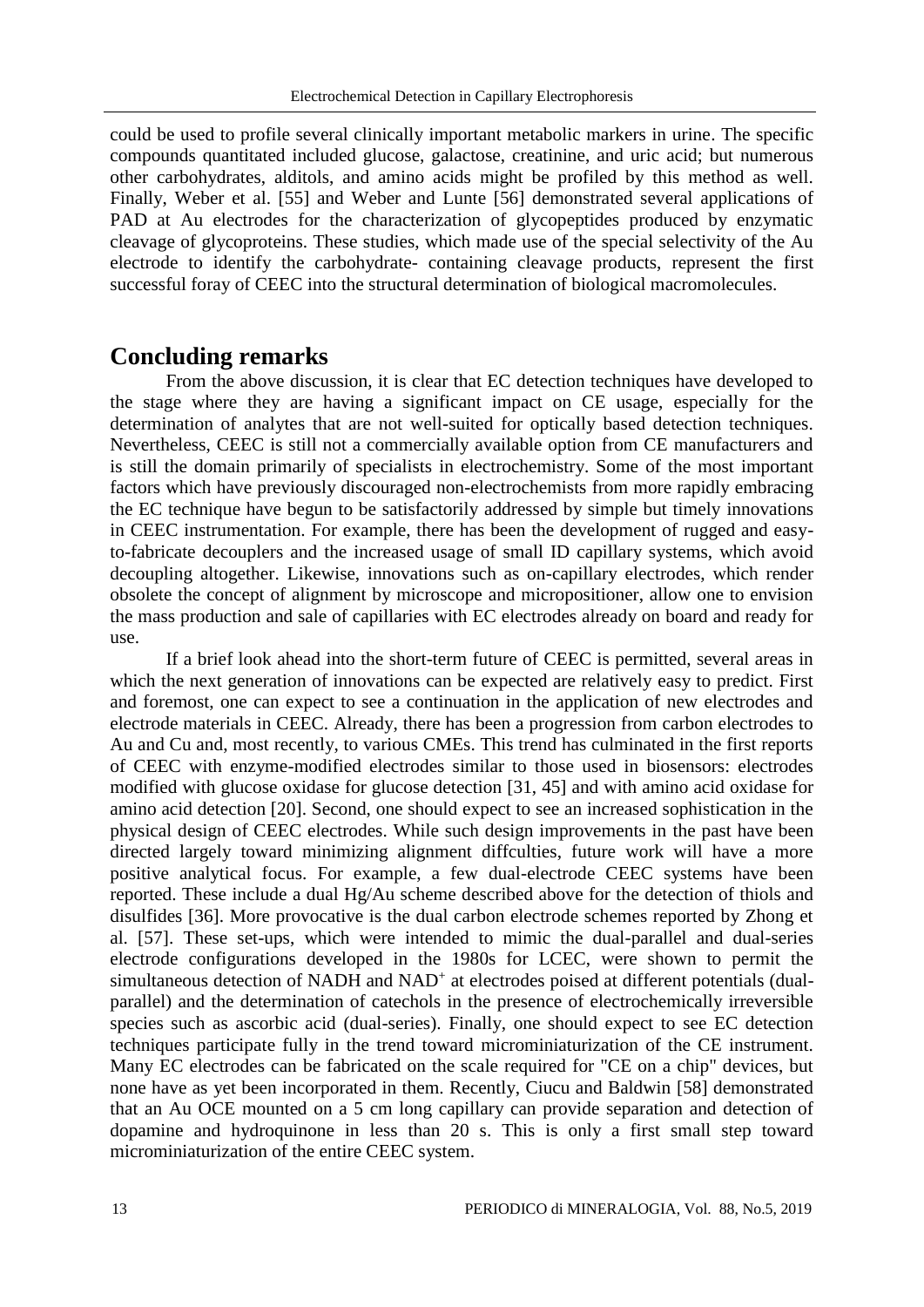could be used to profile several clinically important metabolic markers in urine. The specific compounds quantitated included glucose, galactose, creatinine, and uric acid; but numerous other carbohydrates, alditols, and amino acids might be profiled by this method as well. Finally, Weber et al. [55] and Weber and Lunte [56] demonstrated several applications of PAD at Au electrodes for the characterization of glycopeptides produced by enzymatic cleavage of glycoproteins. These studies, which made use of the special selectivity of the Au electrode to identify the carbohydrate- containing cleavage products, represent the first successful foray of CEEC into the structural determination of biological macromolecules.

## Concluding remarks

From the above discussion, it is clear that EC detection techniques have developed to the stage where they are having a significant impact on CE usage, especially for the determination of analytes that are not well-suited for optically based detection techniques. Nevertheless, CEEC is still not a commercially available option from CE manufacturers and is still the domain primarily of specialists in electrochemistry. Some of the most important factors which have previously discouraged non-electrochemists from more rapidly embracing the EC technique have begun to be satisfactorily addressed by simple but timely innovations in CEEC instrumentation. For example, there has been the development of rugged and easy-to-fabricate decouplers and the increased usage of small ID capillary systems, which avoid decoupling altogether. Likewise, innovations such as on-capillary electrodes, which render obsolete the concept of alignment by microscope and micropositioner, allow one to envision the mass production and sale of capillaries with EC electrodes already on board and ready for use.

If a brief look ahead into the short-term future of CEEC is permitted, several areas in which the next generation of innovations can be expected are relatively easy to predict. First and foremost, one can expect to see a continuation in the application of new electrodes and electrode materials in CEEC. Already, there has been a progression from carbon electrodes to Au and Cu and, most recently, to various CMEs. This trend has culminated in the first reports of CEEC with enzyme-modified electrodes similar to those used in biosensors: electrodes modified with glucose oxidase for glucose detection [31, 45] and with amino acid oxidase for amino acid detection [20]. Second, one should expect to see an increased sophistication in the physical design of CEEC electrodes. While such design improvements in the past have been directed largely toward minimizing alignment diffculties, future work will have a more positive analytical focus. For example, a few dual-electrode CEEC systems have been reported. These include a dual Hg/Au scheme described above for the detection of thiols and disulfides [36]. More provocative is the dual carbon electrode schemes reported by Zhong et al. [57]. These set-ups, which were intended to mimic the dual-parallel and dual-series electrode configurations developed in the 1980s for LCEC, were shown to permit the simultaneous detection of NADH and $NAD^+$ at electrodes poised at different potentials (dual-parallel) and the determination of catechols in the presence of electrochemically irreversible species such as ascorbic acid (dual-series). Finally, one should expect to see EC detection techniques participate fully in the trend toward microminiaturization of the CE instrument. Many EC electrodes can be fabricated on the scale required for "CE on a chip" devices, but none have as yet been incorporated in them. Recently, Ciucu and Baldwin [58] demonstrated that an Au OCE mounted on a 5 cm long capillary can provide separation and detection of dopamine and hydroquinone in less than 20 s. This is only a first small step toward microminiaturization of the entire CEEC system.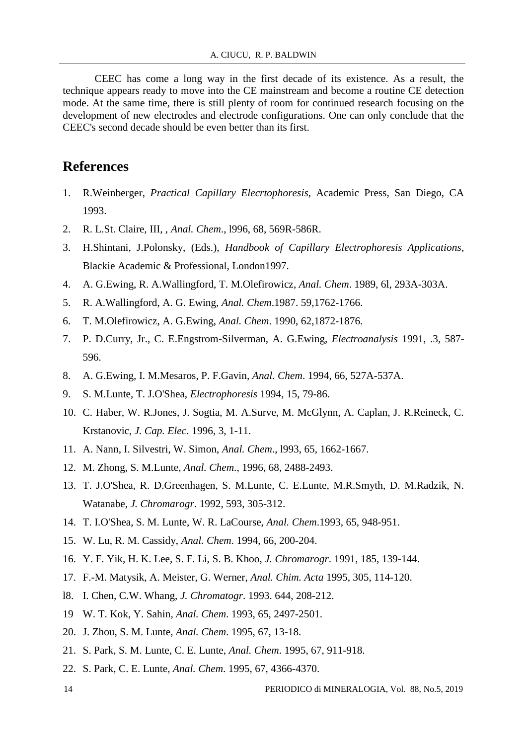CEEC has come a long way in the first decade of its existence. As a result, the technique appears ready to move into the CE mainstream and become a routine CE detection mode. At the same time, there is still plenty of room for continued research focusing on the development of new electrodes and electrode configurations. One can only conclude that the CEEC's second decade should be even better than its first.

## References

1. R.Weinberger, *Practical Capillary Elecrtophoresis*, Academic Press, San Diego, CA 1993.
2. R. L.St. Claire, III, , *Anal. Chem.*, l996, 68, 569R-586R.
3. H.Shintani, J.Polonsky, (Eds.), *Handbook of Capillary Electrophoresis Applications*, Blackie Academic & Professional, London1997.
4. A. G.Ewing, R. A.Wallingford, T. M.Olefirowicz, *Anal. Chem*. 1989, 6l, 293A-303A.
5. R. A.Wallingford, A. G. Ewing, *Anal. Chem*.1987. 59,1762-1766.
6. T. M.Olefirowicz, A. G.Ewing, *Anal. Chem*. 1990, 62,1872-1876.
7. P. D.Curry, Jr., C. E.Engstrom-Silverman, A. G.Ewing, *Electroanalysis* 1991, .3, 587-596.
8. A. G.Ewing, I. M.Mesaros, P. F.Gavin, *Anal. Chem*. 1994, 66, 527A-537A.
9. S. M.Lunte, T. J.O'Shea, *Electrophoresis* 1994, 15, 79-86.
10. C. Haber, W. R.Jones, J. Sogtia, M. A.Surve, M. McGlynn, A. Caplan, J. R.Reineck, C. Krstanovic, *J. Cap. Elec*. 1996, 3, 1-11.
11. A. Nann, I. Silvestri, W. Simon, *Anal. Chem*., l993, 65, 1662-1667.
12. M. Zhong, S. M.Lunte, *Anal. Chem*., 1996, 68, 2488-2493.
13. T. J.O'Shea, R. D.Greenhagen, S. M.Lunte, C. E.Lunte, M.R.Smyth, D. M.Radzik, N. Watanabe, *J. Chromarogr*. 1992, 593, 305-312.
14. T. I.O'Shea, S. M. Lunte, W. R. LaCourse, *Anal. Chem*.1993, 65, 948-951.
15. W. Lu, R. M. Cassidy, *Anal. Chem*. 1994, 66, 200-204.
16. Y. F. Yik, H. K. Lee, S. F. Li, S. B. Khoo, *J. Chromarogr*. 1991, 185, 139-144.
17. F.-M. Matysik, A. Meister, G. Werner, *Anal. Chim. Acta* 1995, 305, 114-120.
18. I. Chen, C.W. Whang, *J. Chromatogr*. 1993. 644, 208-212.
19. W. T. Kok, Y. Sahin, *Anal. Chem*. 1993, 65, 2497-2501.
20. J. Zhou, S. M. Lunte, *Anal. Chem*. 1995, 67, 13-18.
21. S. Park, S. M. Lunte, C. E. Lunte, *Anal. Chem*. 1995, 67, 911-918.
22. S. Park, C. E. Lunte, *Anal. Chem*. 1995, 67, 4366-4370.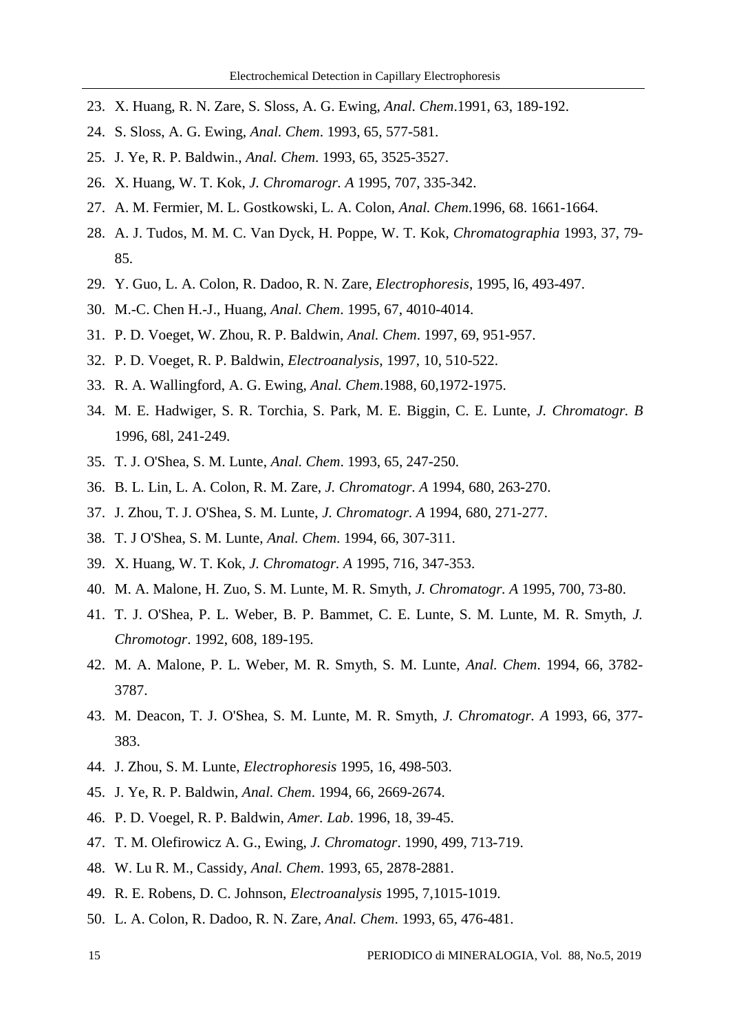23. X. Huang, R. N. Zare, S. Sloss, A. G. Ewing, *Anal. Chem*.1991, 63, 189-192.
24. S. Sloss, A. G. Ewing, *Anal. Chem*. 1993, 65, 577-581.
25. J. Ye, R. P. Baldwin., *Anal. Chem*. 1993, 65, 3525-3527.
26. X. Huang, W. T. Kok, *J. Chromarogr. A* 1995, 707, 335-342.
27. A. M. Fermier, M. L. Gostkowski, L. A. Colon, *Anal. Chem*.1996, 68. 1661-1664.
28. A. J. Tudos, M. M. C. Van Dyck, H. Poppe, W. T. Kok, *Chromatographia* 1993, 37, 79-85.
29. Y. Guo, L. A. Colon, R. Dadoo, R. N. Zare, *Electrophoresis*, 1995, l6, 493-497.
30. M.-C. Chen H.-J., Huang, *Anal. Chem*. 1995, 67, 4010-4014.
31. P. D. Voeget, W. Zhou, R. P. Baldwin, *Anal. Chem*. 1997, 69, 951-957.
32. P. D. Voeget, R. P. Baldwin, *Electroanalysis*, 1997, 10, 510-522.
33. R. A. Wallingford, A. G. Ewing, *Anal. Chem*.1988, 60,1972-1975.
34. M. E. Hadwiger, S. R. Torchia, S. Park, M. E. Biggin, C. E. Lunte, *J. Chromatogr. B* 1996, 68l, 241-249.
35. T. J. O'Shea, S. M. Lunte, *Anal. Chem*. 1993, 65, 247-250.
36. B. L. Lin, L. A. Colon, R. M. Zare, *J. Chromatogr. A* 1994, 680, 263-270.
37. J. Zhou, T. J. O'Shea, S. M. Lunte, *J. Chromatogr. A* 1994, 680, 271-277.
38. T. J O'Shea, S. M. Lunte, *Anal. Chem*. 1994, 66, 307-311.
39. X. Huang, W. T. Kok, *J. Chromatogr. A* 1995, 716, 347-353.
40. M. A. Malone, H. Zuo, S. M. Lunte, M. R. Smyth, *J. Chromatogr. A* 1995, 700, 73-80.
41. T. J. O'Shea, P. L. Weber, B. P. Bammet, C. E. Lunte, S. M. Lunte, M. R. Smyth, *J. Chromotogr*. 1992, 608, 189-195.
42. M. A. Malone, P. L. Weber, M. R. Smyth, S. M. Lunte, *Anal. Chem*. 1994, 66, 3782-3787.
43. M. Deacon, T. J. O'Shea, S. M. Lunte, M. R. Smyth, *J. Chromatogr. A* 1993, 66, 377-383.
44. J. Zhou, S. M. Lunte, *Electrophoresis* 1995, 16, 498-503.
45. J. Ye, R. P. Baldwin, *Anal. Chem*. 1994, 66, 2669-2674.
46. P. D. Voegel, R. P. Baldwin, *Amer. Lab*. 1996, 18, 39-45.
47. T. M. Olefirowicz A. G., Ewing, *J. Chromatogr*. 1990, 499, 713-719.
48. W. Lu R. M., Cassidy, *Anal. Chem*. 1993, 65, 2878-2881.
49. R. E. Robens, D. C. Johnson, *Electroanalysis* 1995, 7,1015-1019.
50. L. A. Colon, R. Dadoo, R. N. Zare, *Anal. Chem*. 1993, 65, 476-481.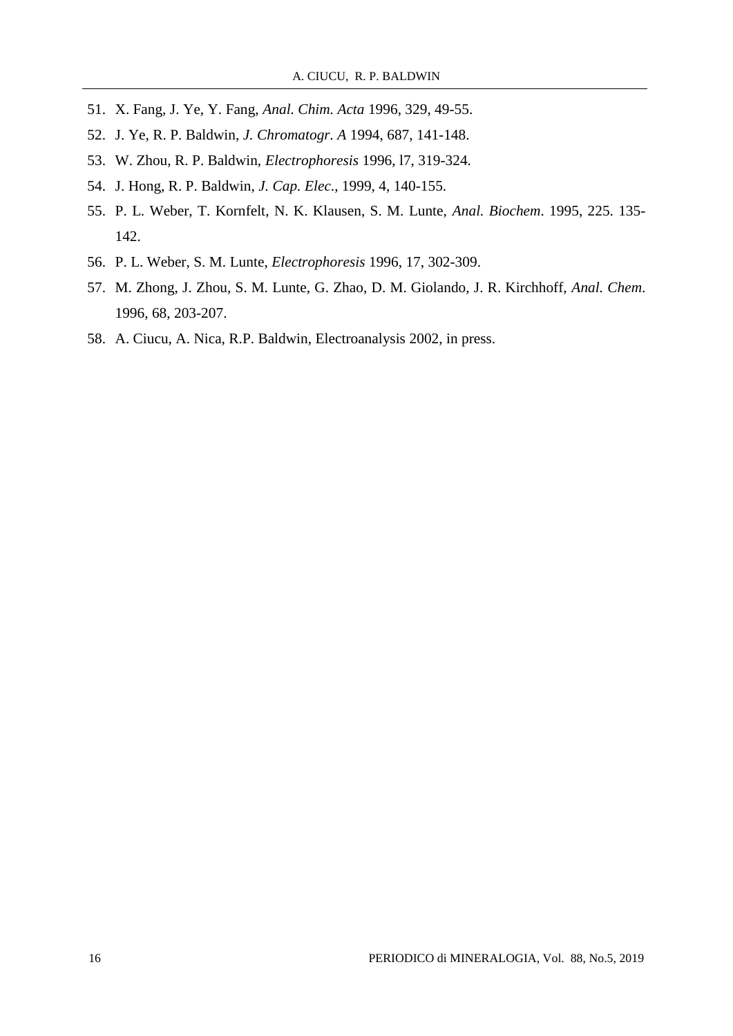51. X. Fang, J. Ye, Y. Fang, *Anal. Chim. Acta* 1996, 329, 49-55.
52. J. Ye, R. P. Baldwin, *J. Chromatogr. A* 1994, 687, 141-148.
53. W. Zhou, R. P. Baldwin, *Electrophoresis* 1996, l7, 319-324.
54. J. Hong, R. P. Baldwin, *J. Cap. Elec*., 1999, 4, 140-155.
55. P. L. Weber, T. Kornfelt, N. K. Klausen, S. M. Lunte, *Anal. Biochem*. 1995, 225. 135-142.
56. P. L. Weber, S. M. Lunte, *Electrophoresis* 1996, 17, 302-309.
57. M. Zhong, J. Zhou, S. M. Lunte, G. Zhao, D. M. Giolando, J. R. Kirchhoff, *Anal. Chem*. 1996, 68, 203-207.
58. A. Ciucu, A. Nica, R.P. Baldwin, Electroanalysis 2002, in press.